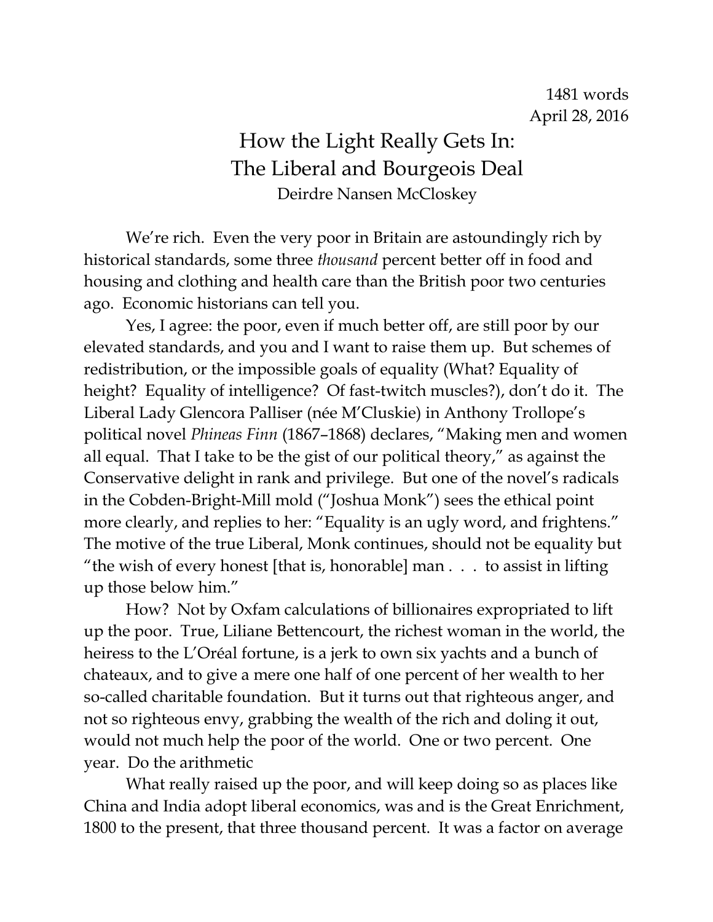1481 words
April 28, 2016

# How the Light Really Gets In: The Liberal and Bourgeois Deal

Deirdre Nansen McCloskey

We're rich. Even the very poor in Britain are astoundingly rich by historical standards, some three *thousand* percent better off in food and housing and clothing and health care than the British poor two centuries ago. Economic historians can tell you.

Yes, I agree: the poor, even if much better off, are still poor by our elevated standards, and you and I want to raise them up. But schemes of redistribution, or the impossible goals of equality (What? Equality of height? Equality of intelligence? Of fast-twitch muscles?), don't do it. The Liberal Lady Glencora Palliser (née M'Cluskie) in Anthony Trollope's political novel *Phineas Finn* (1867–1868) declares, "Making men and women all equal. That I take to be the gist of our political theory," as against the Conservative delight in rank and privilege. But one of the novel's radicals in the Cobden-Bright-Mill mold ("Joshua Monk") sees the ethical point more clearly, and replies to her: "Equality is an ugly word, and frightens." The motive of the true Liberal, Monk continues, should not be equality but "the wish of every honest [that is, honorable] man . . . to assist in lifting up those below him."

How? Not by Oxfam calculations of billionaires expropriated to lift up the poor. True, Liliane Bettencourt, the richest woman in the world, the heiress to the L'Oréal fortune, is a jerk to own six yachts and a bunch of chateaux, and to give a mere one half of one percent of her wealth to her so-called charitable foundation. But it turns out that righteous anger, and not so righteous envy, grabbing the wealth of the rich and doling it out, would not much help the poor of the world. One or two percent. One year. Do the arithmetic

What really raised up the poor, and will keep doing so as places like China and India adopt liberal economics, was and is the Great Enrichment, 1800 to the present, that three thousand percent. It was a factor on average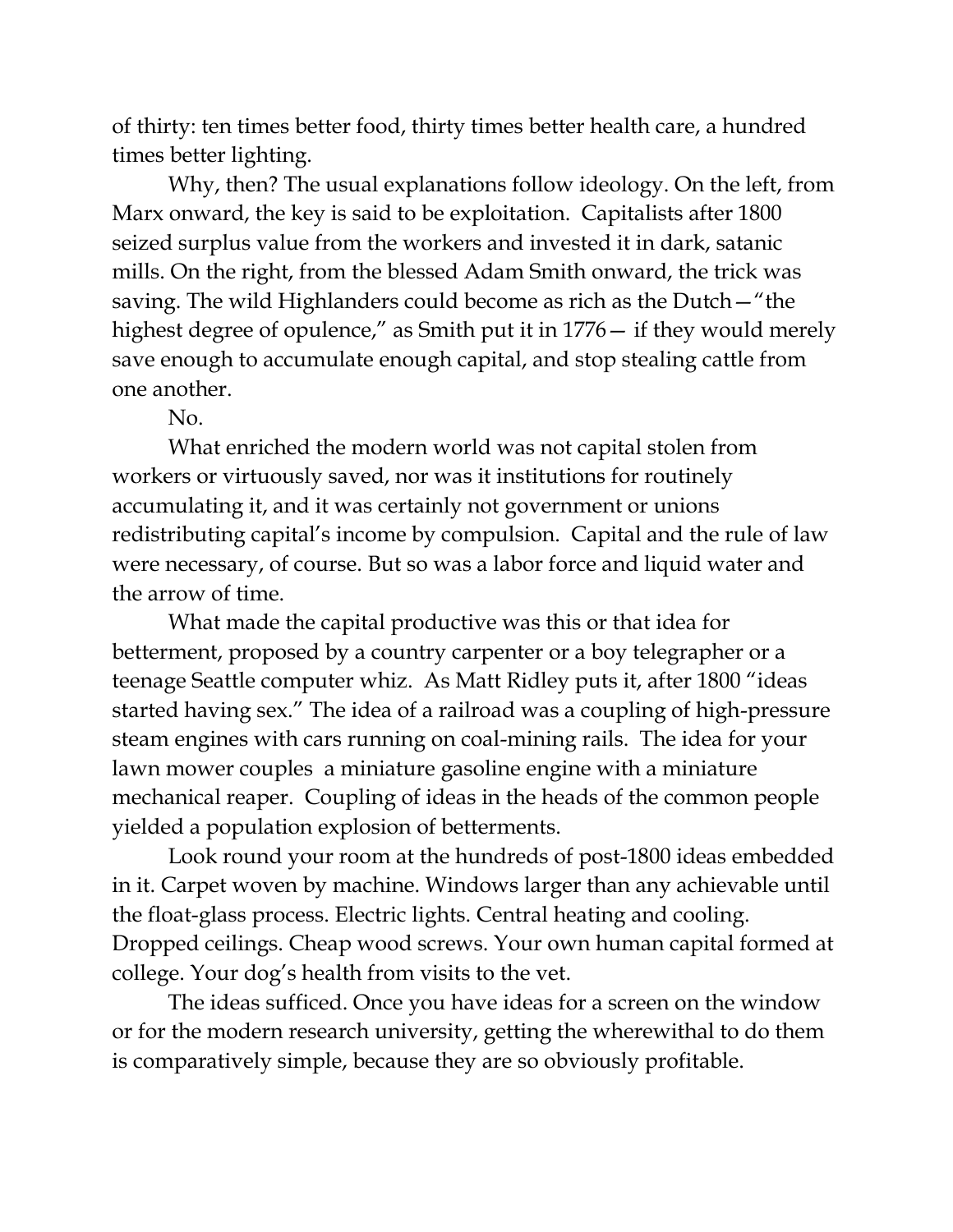of thirty: ten times better food, thirty times better health care, a hundred times better lighting.

Why, then? The usual explanations follow ideology. On the left, from Marx onward, the key is said to be exploitation. Capitalists after 1800 seized surplus value from the workers and invested it in dark, satanic mills. On the right, from the blessed Adam Smith onward, the trick was saving. The wild Highlanders could become as rich as the Dutch—"the highest degree of opulence," as Smith put it in 1776— if they would merely save enough to accumulate enough capital, and stop stealing cattle from one another.

No.

What enriched the modern world was not capital stolen from workers or virtuously saved, nor was it institutions for routinely accumulating it, and it was certainly not government or unions redistributing capital's income by compulsion. Capital and the rule of law were necessary, of course. But so was a labor force and liquid water and the arrow of time.

What made the capital productive was this or that idea for betterment, proposed by a country carpenter or a boy telegrapher or a teenage Seattle computer whiz. As Matt Ridley puts it, after 1800 "ideas started having sex." The idea of a railroad was a coupling of high-pressure steam engines with cars running on coal-mining rails. The idea for your lawn mower couples a miniature gasoline engine with a miniature mechanical reaper. Coupling of ideas in the heads of the common people yielded a population explosion of betterments.

Look round your room at the hundreds of post-1800 ideas embedded in it. Carpet woven by machine. Windows larger than any achievable until the float-glass process. Electric lights. Central heating and cooling. Dropped ceilings. Cheap wood screws. Your own human capital formed at college. Your dog's health from visits to the vet.

The ideas sufficed. Once you have ideas for a screen on the window or for the modern research university, getting the wherewithal to do them is comparatively simple, because they are so obviously profitable.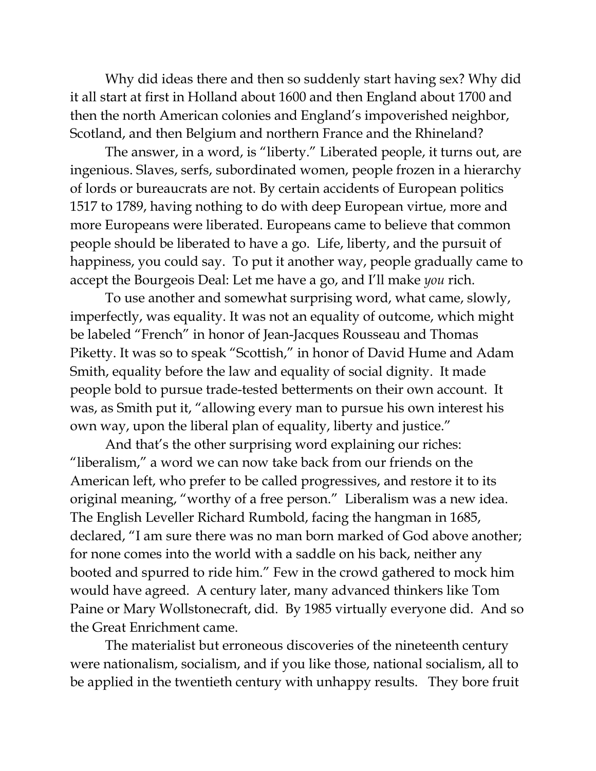Why did ideas there and then so suddenly start having sex? Why did it all start at first in Holland about 1600 and then England about 1700 and then the north American colonies and England's impoverished neighbor, Scotland, and then Belgium and northern France and the Rhineland?

The answer, in a word, is "liberty." Liberated people, it turns out, are ingenious. Slaves, serfs, subordinated women, people frozen in a hierarchy of lords or bureaucrats are not. By certain accidents of European politics 1517 to 1789, having nothing to do with deep European virtue, more and more Europeans were liberated. Europeans came to believe that common people should be liberated to have a go. Life, liberty, and the pursuit of happiness, you could say. To put it another way, people gradually came to accept the Bourgeois Deal: Let me have a go, and I'll make *you* rich.

To use another and somewhat surprising word, what came, slowly, imperfectly, was equality. It was not an equality of outcome, which might be labeled "French" in honor of Jean-Jacques Rousseau and Thomas Piketty. It was so to speak "Scottish," in honor of David Hume and Adam Smith, equality before the law and equality of social dignity. It made people bold to pursue trade-tested betterments on their own account. It was, as Smith put it, "allowing every man to pursue his own interest his own way, upon the liberal plan of equality, liberty and justice."

And that's the other surprising word explaining our riches: "liberalism," a word we can now take back from our friends on the American left, who prefer to be called progressives, and restore it to its original meaning, "worthy of a free person." Liberalism was a new idea. The English Leveller Richard Rumbold, facing the hangman in 1685, declared, "I am sure there was no man born marked of God above another; for none comes into the world with a saddle on his back, neither any booted and spurred to ride him." Few in the crowd gathered to mock him would have agreed. A century later, many advanced thinkers like Tom Paine or Mary Wollstonecraft, did. By 1985 virtually everyone did. And so the Great Enrichment came.

The materialist but erroneous discoveries of the nineteenth century were nationalism, socialism, and if you like those, national socialism, all to be applied in the twentieth century with unhappy results. They bore fruit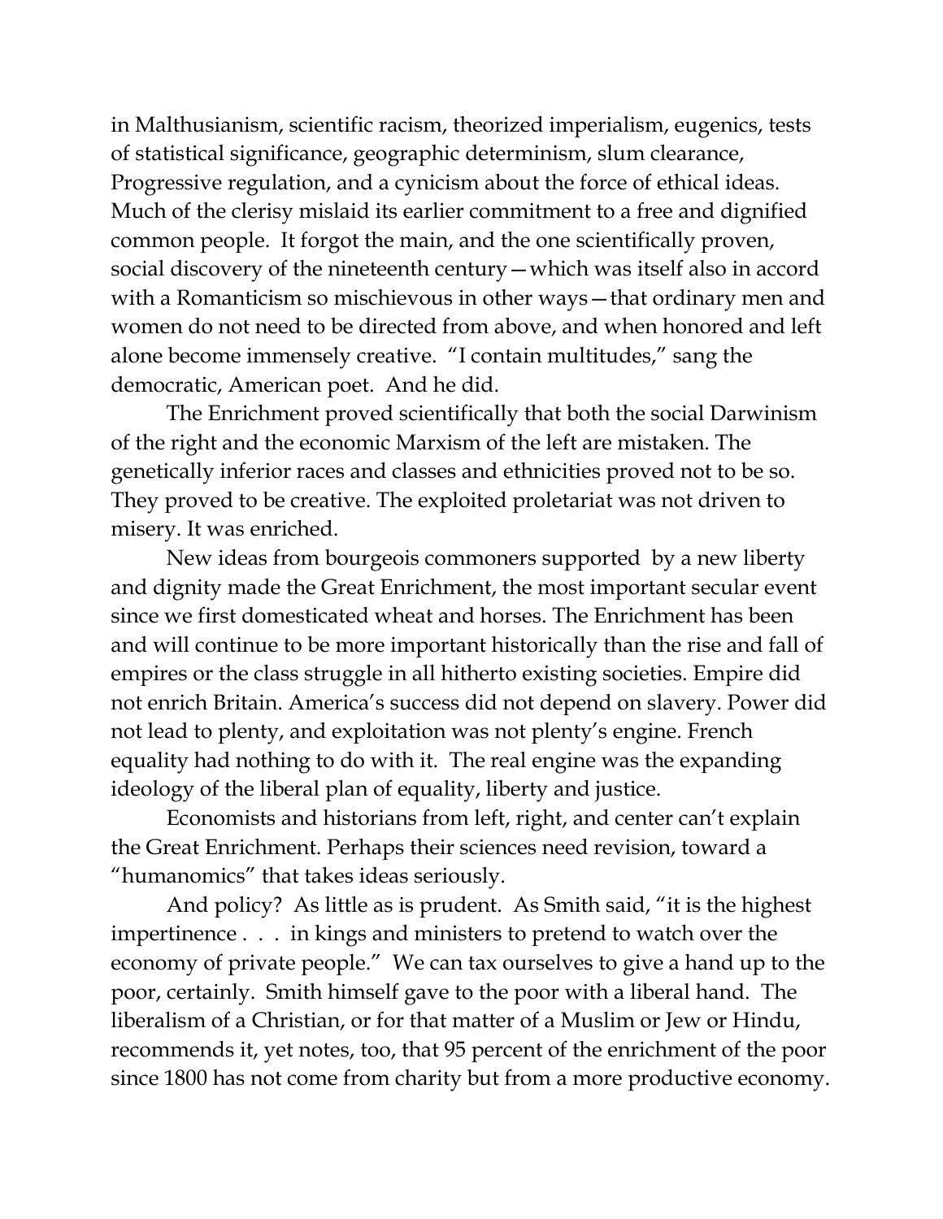in Malthusianism, scientific racism, theorized imperialism, eugenics, tests of statistical significance, geographic determinism, slum clearance, Progressive regulation, and a cynicism about the force of ethical ideas. Much of the clerisy mislaid its earlier commitment to a free and dignified common people. It forgot the main, and the one scientifically proven, social discovery of the nineteenth century—which was itself also in accord with a Romanticism so mischievous in other ways—that ordinary men and women do not need to be directed from above, and when honored and left alone become immensely creative. "I contain multitudes," sang the democratic, American poet. And he did.

The Enrichment proved scientifically that both the social Darwinism of the right and the economic Marxism of the left are mistaken. The genetically inferior races and classes and ethnicities proved not to be so. They proved to be creative. The exploited proletariat was not driven to misery. It was enriched.

New ideas from bourgeois commoners supported by a new liberty and dignity made the Great Enrichment, the most important secular event since we first domesticated wheat and horses. The Enrichment has been and will continue to be more important historically than the rise and fall of empires or the class struggle in all hitherto existing societies. Empire did not enrich Britain. America's success did not depend on slavery. Power did not lead to plenty, and exploitation was not plenty's engine. French equality had nothing to do with it. The real engine was the expanding ideology of the liberal plan of equality, liberty and justice.

Economists and historians from left, right, and center can't explain the Great Enrichment. Perhaps their sciences need revision, toward a "humanomics" that takes ideas seriously.

And policy? As little as is prudent. As Smith said, "it is the highest impertinence . . . in kings and ministers to pretend to watch over the economy of private people." We can tax ourselves to give a hand up to the poor, certainly. Smith himself gave to the poor with a liberal hand. The liberalism of a Christian, or for that matter of a Muslim or Jew or Hindu, recommends it, yet notes, too, that 95 percent of the enrichment of the poor since 1800 has not come from charity but from a more productive economy.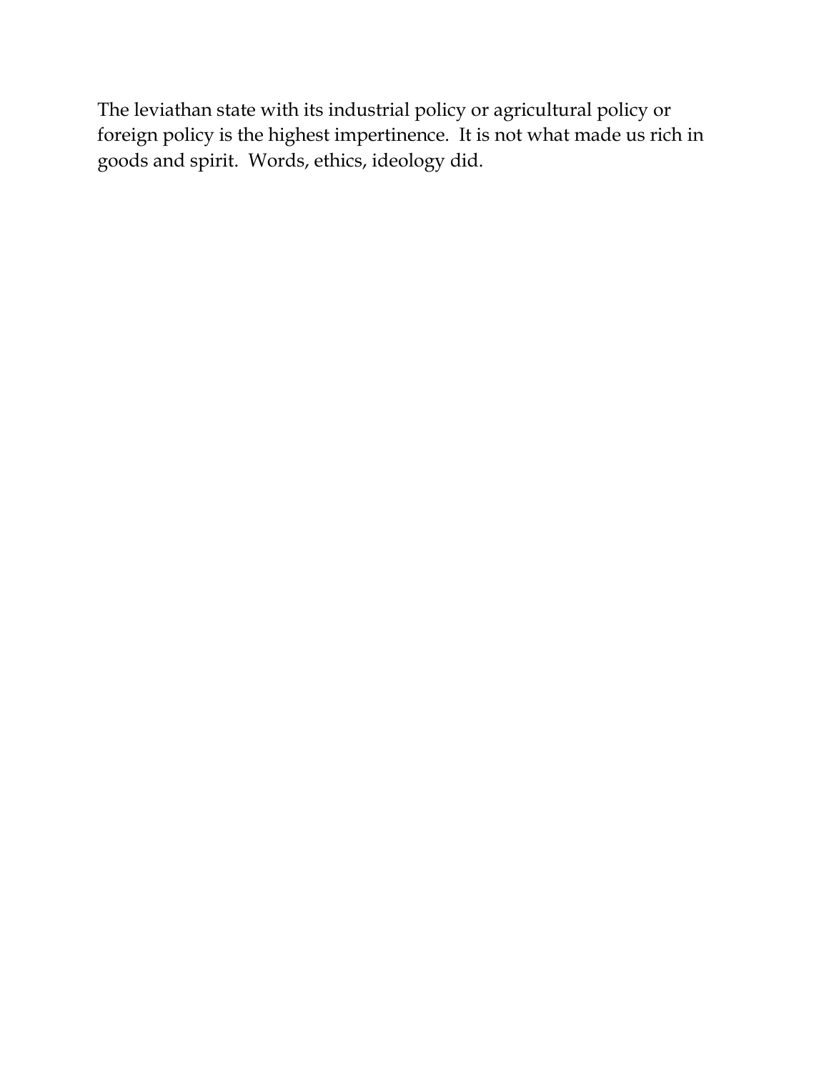The leviathan state with its industrial policy or agricultural policy or foreign policy is the highest impertinence. It is not what made us rich in goods and spirit. Words, ethics, ideology did.